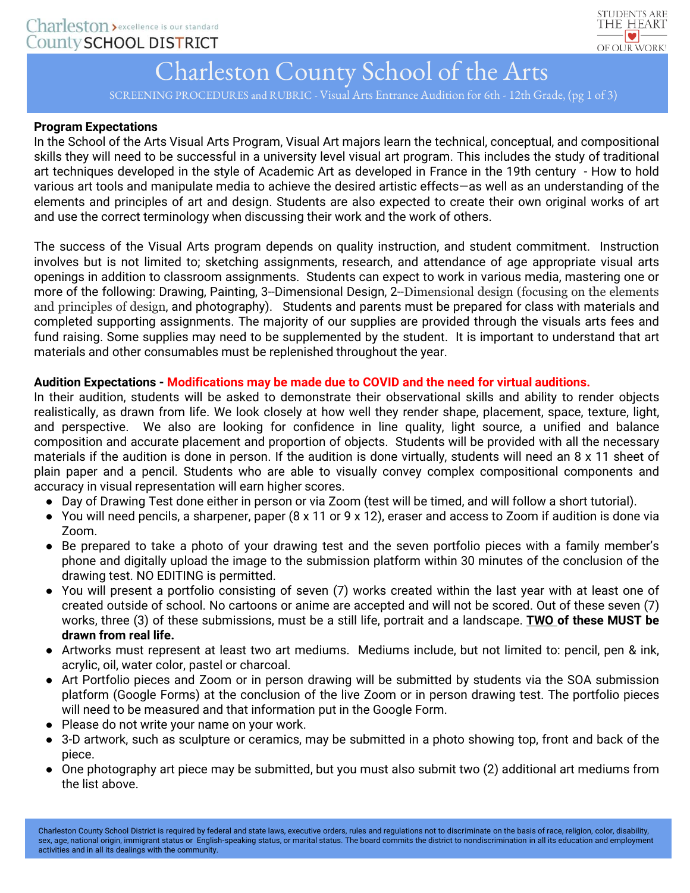Charleston County SCHOOL DISTRICT > excellence is our standard

STUDENTS ARE THE HEART OF OUR WORK!

# Charleston County School of the Arts

SCREENING PROCEDURES and RUBRIC - Visual Arts Entrance Audition for 6th - 12th Grade, (pg 1 of 3)

**Program Expectations**

In the School of the Arts Visual Arts Program, Visual Art majors learn the technical, conceptual, and compositional skills they will need to be successful in a university level visual art program. This includes the study of traditional art techniques developed in the style of Academic Art as developed in France in the 19th century - How to hold various art tools and manipulate media to achieve the desired artistic effects—as well as an understanding of the elements and principles of art and design. Students are also expected to create their own original works of art and use the correct terminology when discussing their work and the work of others.

The success of the Visual Arts program depends on quality instruction, and student commitment. Instruction involves but is not limited to; sketching assignments, research, and attendance of age appropriate visual arts openings in addition to classroom assignments. Students can expect to work in various media, mastering one or more of the following: Drawing, Painting, 3--Dimensional Design, 2--Dimensional design (focusing on the elements and principles of design, and photography). Students and parents must be prepared for class with materials and completed supporting assignments. The majority of our supplies are provided through the visuals arts fees and fund raising. Some supplies may need to be supplemented by the student. It is important to understand that art materials and other consumables must be replenished throughout the year.

**Audition Expectations - Modifications may be made due to COVID and the need for virtual auditions.**

In their audition, students will be asked to demonstrate their observational skills and ability to render objects realistically, as drawn from life. We look closely at how well they render shape, placement, space, texture, light, and perspective. We also are looking for confidence in line quality, light source, a unified and balance composition and accurate placement and proportion of objects. Students will be provided with all the necessary materials if the audition is done in person. If the audition is done virtually, students will need an 8 x 11 sheet of plain paper and a pencil. Students who are able to visually convey complex compositional components and accuracy in visual representation will earn higher scores.

- Day of Drawing Test done either in person or via Zoom (test will be timed, and will follow a short tutorial).
- You will need pencils, a sharpener, paper (8 x 11 or 9 x 12), eraser and access to Zoom if audition is done via Zoom.
- Be prepared to take a photo of your drawing test and the seven portfolio pieces with a family member's phone and digitally upload the image to the submission platform within 30 minutes of the conclusion of the drawing test. NO EDITING is permitted.
- You will present a portfolio consisting of seven (7) works created within the last year with at least one of created outside of school. No cartoons or anime are accepted and will not be scored. Out of these seven (7) works, three (3) of these submissions, must be a still life, portrait and a landscape. **TWO of these MUST be drawn from real life.**
- Artworks must represent at least two art mediums. Mediums include, but not limited to: pencil, pen & ink, acrylic, oil, water color, pastel or charcoal.
- Art Portfolio pieces and Zoom or in person drawing will be submitted by students via the SOA submission platform (Google Forms) at the conclusion of the live Zoom or in person drawing test. The portfolio pieces will need to be measured and that information put in the Google Form.
- Please do not write your name on your work.
- 3-D artwork, such as sculpture or ceramics, may be submitted in a photo showing top, front and back of the piece.
- One photography art piece may be submitted, but you must also submit two (2) additional art mediums from the list above.

Charleston County School District is required by federal and state laws, executive orders, rules and regulations not to discriminate on the basis of race, religion, color, disability, sex, age, national origin, immigrant status or English-speaking status, or marital status. The board commits the district to nondiscrimination in all its education and employment activities and in all its dealings with the community.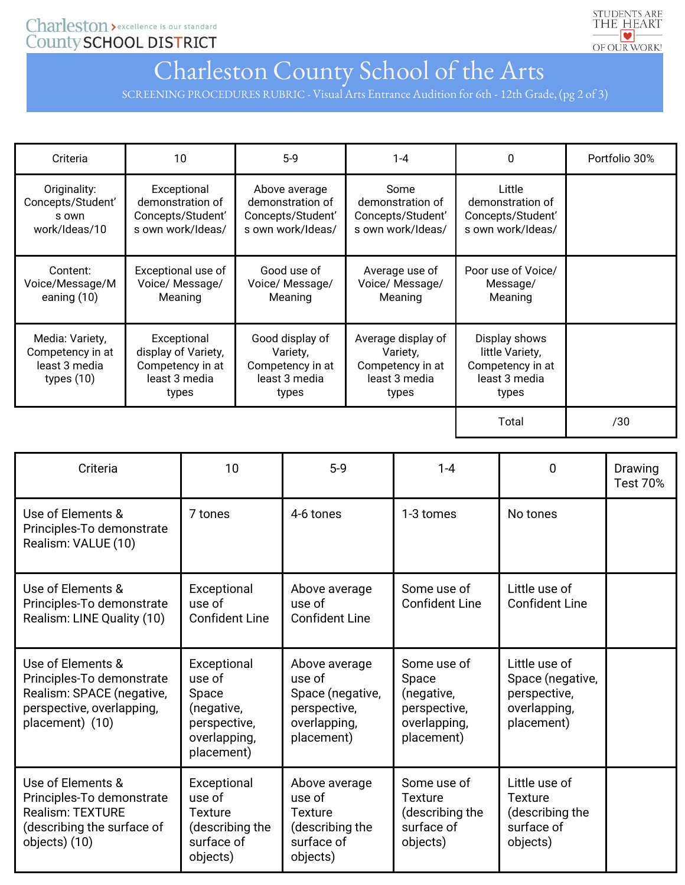# Charleston County School of the Arts

SCREENING PROCEDURES RUBRIC - Visual Arts Entrance Audition for 6th - 12th Grade, (pg 2 of 3)

| Criteria | 10 | 5-9 | 1-4 | 0 | Portfolio 30% |
|---|---|---|---|---|---|
| Originality: Concepts/Student's own work/Ideas/10 | Exceptional demonstration of Concepts/Student's own work/Ideas/ | Above average demonstration of Concepts/Student's own work/Ideas/ | Some demonstration of Concepts/Student's own work/Ideas/ | Little demonstration of Concepts/Student's own work/Ideas/ | |
| Content: Voice/Message/Meaning (10) | Exceptional use of Voice/ Message/ Meaning | Good use of Voice/ Message/ Meaning | Average use of Voice/ Message/ Meaning | Poor use of Voice/ Message/ Meaning | |
| Media: Variety, Competency in at least 3 media types (10) | Exceptional display of Variety, Competency in at least 3 media types | Good display of Variety, Competency in at least 3 media types | Average display of Variety, Competency in at least 3 media types | Display shows little Variety, Competency in at least 3 media types | |
| | | | | Total | /30 |

| Criteria | 10 | 5-9 | 1-4 | 0 | Drawing Test 70% |
|---|---|---|---|---|---|
| Use of Elements & Principles-To demonstrate Realism: VALUE (10) | 7 tones | 4-6 tones | 1-3 tomes | No tones | |
| Use of Elements & Principles-To demonstrate Realism: LINE Quality (10) | Exceptional use of Confident Line | Above average use of Confident Line | Some use of Confident Line | Little use of Confident Line | |
| Use of Elements & Principles-To demonstrate Realism: SPACE (negative, perspective, overlapping, placement) (10) | Exceptional use of Space (negative, perspective, overlapping, placement) | Above average use of Space (negative, perspective, overlapping, placement) | Some use of Space (negative, perspective, overlapping, placement) | Little use of Space (negative, perspective, overlapping, placement) | |
| Use of Elements & Principles-To demonstrate Realism: TEXTURE (describing the surface of objects) (10) | Exceptional use of Texture (describing the surface of objects) | Above average use of Texture (describing the surface of objects) | Some use of Texture (describing the surface of objects) | Little use of Texture (describing the surface of objects) | |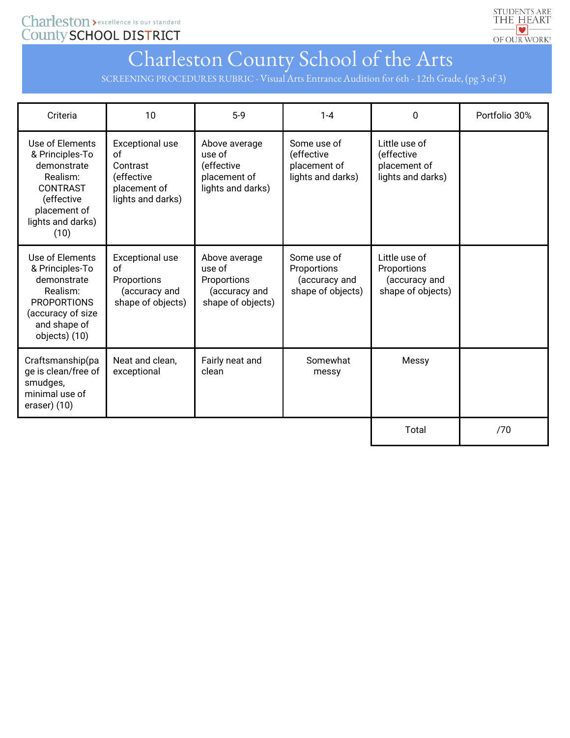Charleston County SCHOOL DISTRICT excellence is our standard

STUDENTS ARE THE HEART OF OUR WORK!

# Charleston County School of the Arts

SCREENING PROCEDURES RUBRIC - Visual Arts Entrance Audition for 6th - 12th Grade, (pg 3 of 3)

| Criteria | 10 | 5-9 | 1-4 | 0 | Portfolio 30% |
|---|---|---|---|---|---|
| Use of Elements & Principles-To demonstrate Realism: CONTRAST (effective placement of lights and darks) (10) | Exceptional use of Contrast (effective placement of lights and darks) | Above average use of (effective placement of lights and darks) | Some use of (effective placement of lights and darks) | Little use of (effective placement of lights and darks) | |
| Use of Elements & Principles-To demonstrate Realism: PROPORTIONS (accuracy of size and shape of objects) (10) | Exceptional use of Proportions (accuracy and shape of objects) | Above average use of Proportions (accuracy and shape of objects) | Some use of Proportions (accuracy and shape of objects) | Little use of Proportions (accuracy and shape of objects) | |
| Craftsmanship(page is clean/free of smudges, minimal use of eraser) (10) | Neat and clean, exceptional | Fairly neat and clean | Somewhat messy | Messy | |
| | | | | Total | /70 |